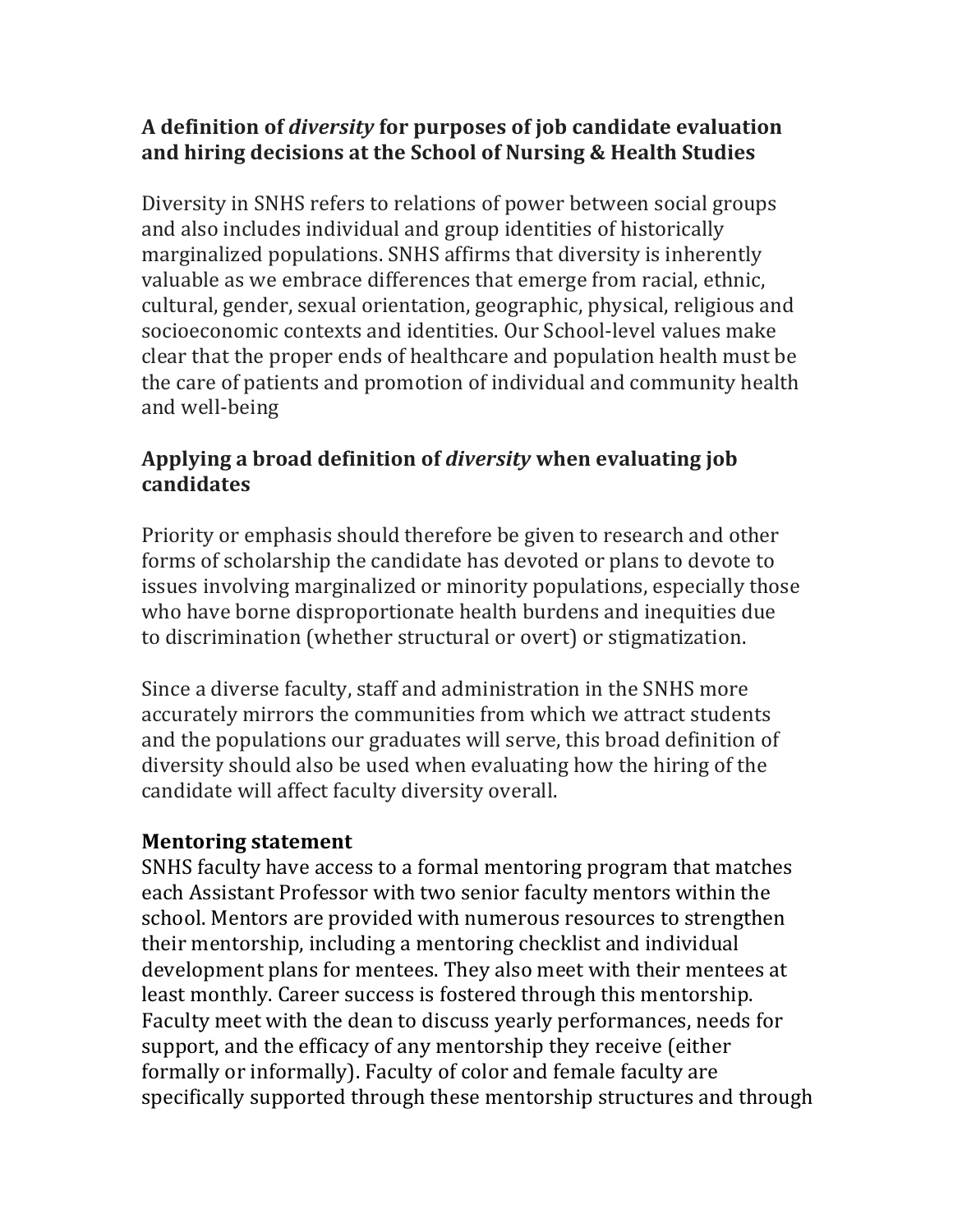## A definition of *diversity* for purposes of job candidate evaluation and hiring decisions at the School of Nursing & Health Studies

Diversity in SNHS refers to relations of power between social groups and also includes individual and group identities of historically marginalized populations. SNHS affirms that diversity is inherently valuable as we embrace differences that emerge from racial, ethnic, cultural, gender, sexual orientation, geographic, physical, religious and socioeconomic contexts and identities. Our School-level values make clear that the proper ends of healthcare and population health must be the care of patients and promotion of individual and community health and well-being

## Applying a broad definition of *diversity* when evaluating job candidates

Priority or emphasis should therefore be given to research and other forms of scholarship the candidate has devoted or plans to devote to issues involving marginalized or minority populations, especially those who have borne disproportionate health burdens and inequities due to discrimination (whether structural or overt) or stigmatization.

Since a diverse faculty, staff and administration in the SNHS more accurately mirrors the communities from which we attract students and the populations our graduates will serve, this broad definition of diversity should also be used when evaluating how the hiring of the candidate will affect faculty diversity overall.

## Mentoring statement

SNHS faculty have access to a formal mentoring program that matches each Assistant Professor with two senior faculty mentors within the school. Mentors are provided with numerous resources to strengthen their mentorship, including a mentoring checklist and individual development plans for mentees. They also meet with their mentees at least monthly. Career success is fostered through this mentorship. Faculty meet with the dean to discuss yearly performances, needs for support, and the efficacy of any mentorship they receive (either formally or informally). Faculty of color and female faculty are specifically supported through these mentorship structures and through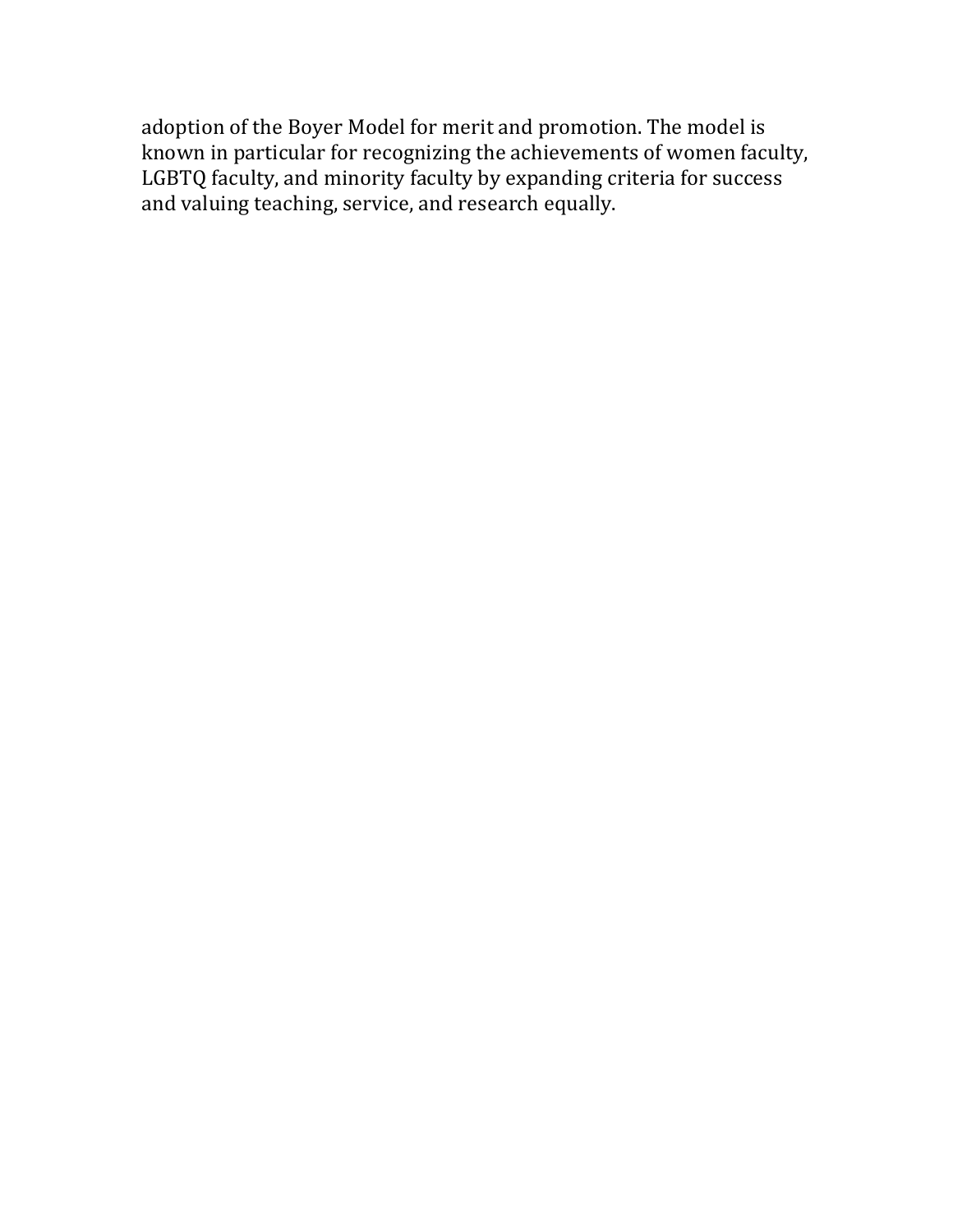adoption of the Boyer Model for merit and promotion. The model is known in particular for recognizing the achievements of women faculty, LGBTQ faculty, and minority faculty by expanding criteria for success and valuing teaching, service, and research equally.